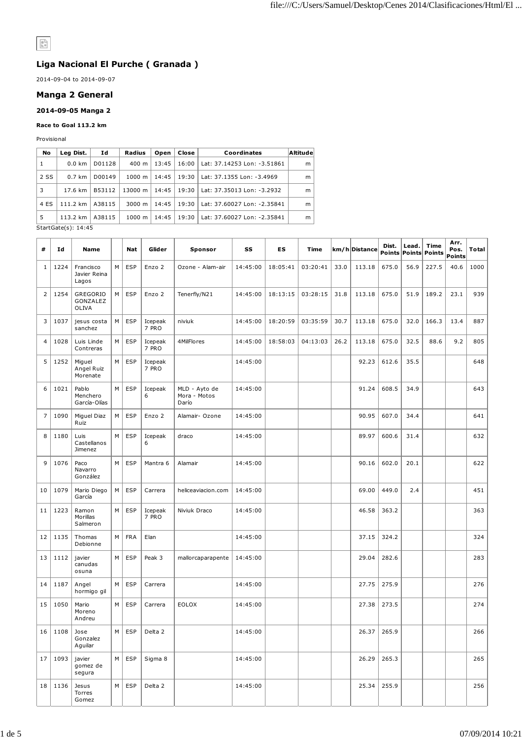## Liga Nacional El Purche ( Granada )

2014-09-04 to 2014-09-07

## Manga 2 General

### 2014-09-05 Manga 2

**Race to Goal 113.2 km**

Provisional

| No | Leg Dist. | Id | Radius | Open | Close | Coordinates | Altitude |
|---|---|---|---|---|---|---|---|
| 1 | 0.0 km | D01128 | 400 m | 13:45 | 16:00 | Lat: 37.14253 Lon: -3.51861 | m |
| 2 SS | 0.7 km | D00149 | 1000 m | 14:45 | 19:30 | Lat: 37.1355 Lon: -3.4969 | m |
| 3 | 17.6 km | B53112 | 13000 m | 14:45 | 19:30 | Lat: 37.35013 Lon: -3.2932 | m |
| 4 ES | 111.2 km | A38115 | 3000 m | 14:45 | 19:30 | Lat: 37.60027 Lon: -2.35841 | m |
| 5 | 113.2 km | A38115 | 1000 m | 14:45 | 19:30 | Lat: 37.60027 Lon: -2.35841 | m |

StartGate(s): 14:45

| # | Id | Name | | Nat | Glider | Sponsor | SS | ES | Time | km/h | Distance | Dist. Points | Lead. Points | Time Points | Arr. Pos. Points | Total |
|---|---|---|---|---|---|---|---|---|---|---|---|---|---|---|---|---|
| 1 | 1224 | Francisco Javier Reina Lagos | M | ESP | Enzo 2 | Ozone - Alam-air | 14:45:00 | 18:05:41 | 03:20:41 | 33.0 | 113.18 | 675.0 | 56.9 | 227.5 | 40.6 | 1000 |
| 2 | 1254 | GREGORIO GONZALEZ OLIVA | M | ESP | Enzo 2 | Tenerfly/N21 | 14:45:00 | 18:13:15 | 03:28:15 | 31.8 | 113.18 | 675.0 | 51.9 | 189.2 | 23.1 | 939 |
| 3 | 1037 | jesus costa sanchez | M | ESP | Icepeak 7 PRO | niviuk | 14:45:00 | 18:20:59 | 03:35:59 | 30.7 | 113.18 | 675.0 | 32.0 | 166.3 | 13.4 | 887 |
| 4 | 1028 | Luis Linde Contreras | M | ESP | Icepeak 7 PRO | 4MilFlores | 14:45:00 | 18:58:03 | 04:13:03 | 26.2 | 113.18 | 675.0 | 32.5 | 88.6 | 9.2 | 805 |
| 5 | 1252 | Miguel Angel Ruiz Morenate | M | ESP | Icepeak 7 PRO | | 14:45:00 | | | | 92.23 | 612.6 | 35.5 | | | 648 |
| 6 | 1021 | Pablo Menchero García-Olías | M | ESP | Icepeak 6 | MLD - Ayto de Mora - Motos Darío | 14:45:00 | | | | 91.24 | 608.5 | 34.9 | | | 643 |
| 7 | 1090 | Miguel Diaz Ruiz | M | ESP | Enzo 2 | Alamair- Ozone | 14:45:00 | | | | 90.95 | 607.0 | 34.4 | | | 641 |
| 8 | 1180 | Luis Castellanos Jimenez | M | ESP | Icepeak 6 | draco | 14:45:00 | | | | 89.97 | 600.6 | 31.4 | | | 632 |
| 9 | 1076 | Paco Navarro González | M | ESP | Mantra 6 | Alamair | 14:45:00 | | | | 90.16 | 602.0 | 20.1 | | | 622 |
| 10 | 1079 | Mario Diego García | M | ESP | Carrera | heliceaviacion.com | 14:45:00 | | | | 69.00 | 449.0 | 2.4 | | | 451 |
| 11 | 1223 | Ramon Morillas Salmeron | M | ESP | Icepeak 7 PRO | Niviuk Draco | 14:45:00 | | | | 46.58 | 363.2 | | | | 363 |
| 12 | 1135 | Thomas Debionne | M | FRA | Elan | | 14:45:00 | | | | 37.15 | 324.2 | | | | 324 |
| 13 | 1112 | javier canudas osuna | M | ESP | Peak 3 | mallorcaparapente | 14:45:00 | | | | 29.04 | 282.6 | | | | 283 |
| 14 | 1187 | Angel hormigo gil | M | ESP | Carrera | | 14:45:00 | | | | 27.75 | 275.9 | | | | 276 |
| 15 | 1050 | Mario Moreno Andreu | M | ESP | Carrera | EOLOX | 14:45:00 | | | | 27.38 | 273.5 | | | | 274 |
| 16 | 1108 | Jose Gonzalez Aguilar | M | ESP | Delta 2 | | 14:45:00 | | | | 26.37 | 265.9 | | | | 266 |
| 17 | 1093 | javier gomez de segura | M | ESP | Sigma 8 | | 14:45:00 | | | | 26.29 | 265.3 | | | | 265 |
| 18 | 1136 | Jesus Torres Gomez | M | ESP | Delta 2 | | 14:45:00 | | | | 25.34 | 255.9 | | | | 256 |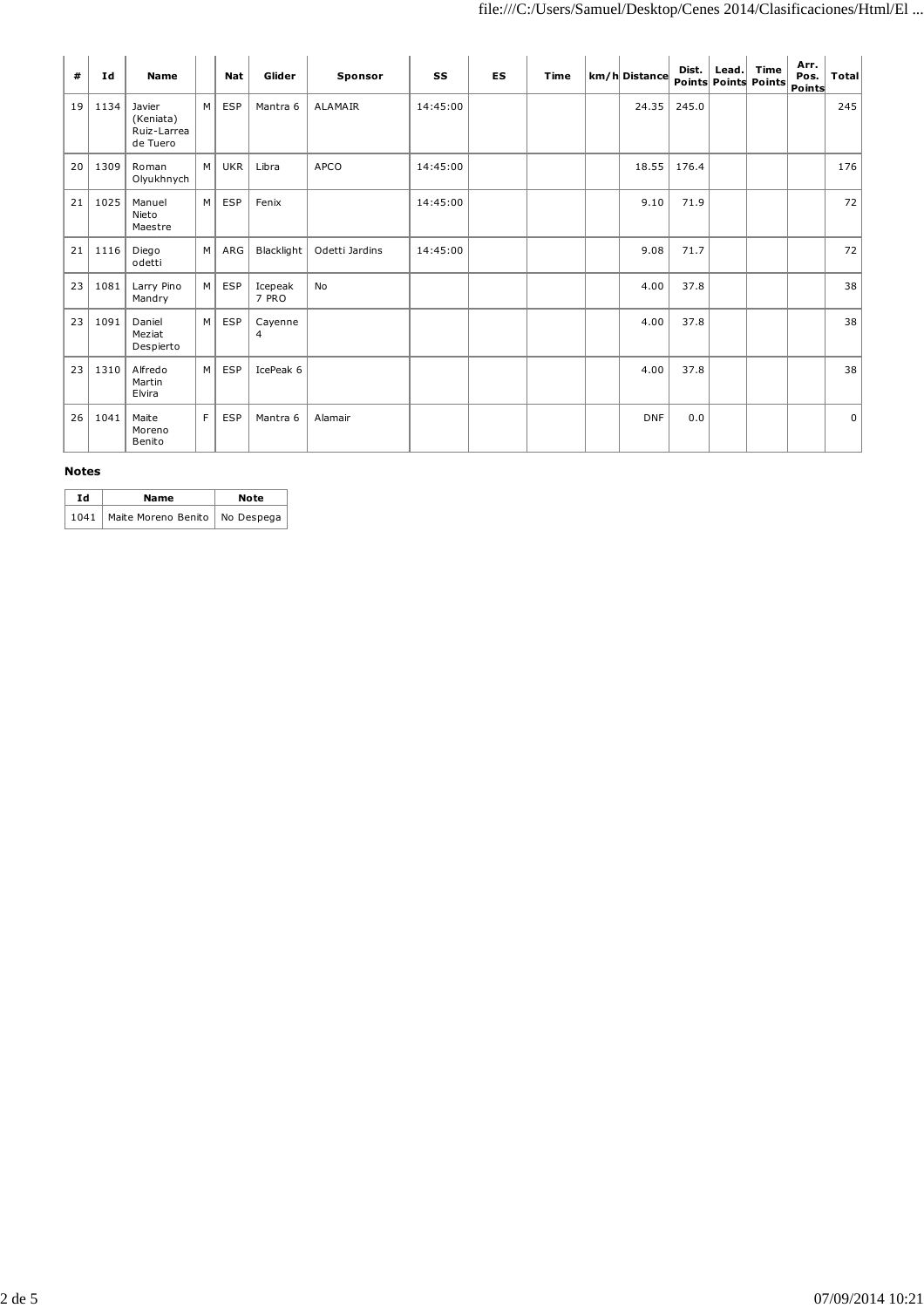| # | Id | Name | | Nat | Glider | Sponsor | SS | ES | Time | km/h | Distance | Dist. Points | Lead. Points | Time Points | Arr. Pos. Points | Total |
|---|---|---|---|---|---|---|---|---|---|---|---|---|---|---|---|---|
| 19 | 1134 | Javier (Keniata) Ruiz-Larrea de Tuero | M | ESP | Mantra 6 | ALAMAIR | 14:45:00 | | | | 24.35 | 245.0 | | | | 245 |
| 20 | 1309 | Roman Olyukhnych | M | UKR | Libra | APCO | 14:45:00 | | | | 18.55 | 176.4 | | | | 176 |
| 21 | 1025 | Manuel Nieto Maestre | M | ESP | Fenix | | 14:45:00 | | | | 9.10 | 71.9 | | | | 72 |
| 21 | 1116 | Diego odetti | M | ARG | Blacklight | Odetti Jardins | 14:45:00 | | | | 9.08 | 71.7 | | | | 72 |
| 23 | 1081 | Larry Pino Mandry | M | ESP | Icepeak 7 PRO | No | | | | | 4.00 | 37.8 | | | | 38 |
| 23 | 1091 | Daniel Meziat Despierto | M | ESP | Cayenne 4 | | | | | | 4.00 | 37.8 | | | | 38 |
| 23 | 1310 | Alfredo Martin Elvira | M | ESP | IcePeak 6 | | | | | | 4.00 | 37.8 | | | | 38 |
| 26 | 1041 | Maite Moreno Benito | F | ESP | Mantra 6 | Alamair | | | | | DNF | 0.0 | | | | 0 |

**Notes**

| Id | Name | Note |
|---|---|---|
| 1041 | Maite Moreno Benito | No Despega |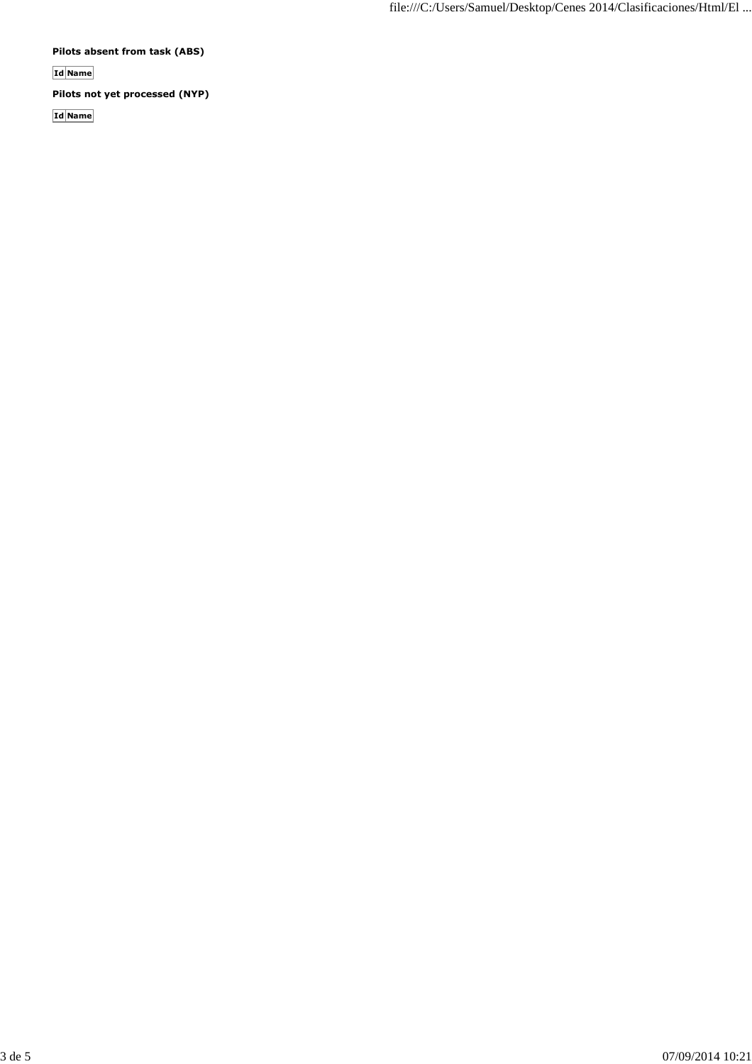**Pilots absent from task (ABS)**

| Id | Name |
|---|---|

**Pilots not yet processed (NYP)**

| Id | Name |
|---|---|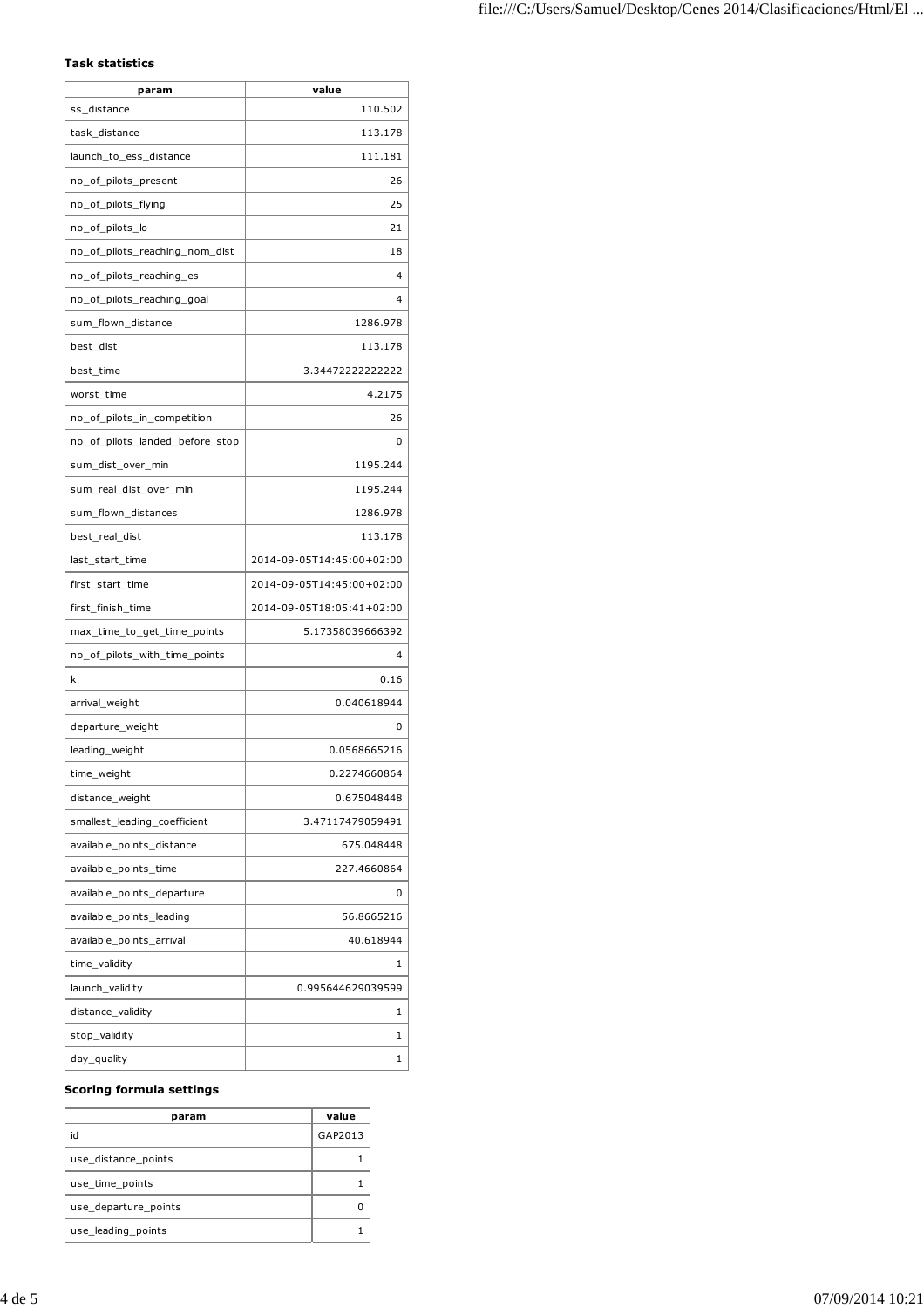**Task statistics**

| param | value |
|---|---|
| ss_distance | 110.502 |
| task_distance | 113.178 |
| launch_to_ess_distance | 111.181 |
| no_of_pilots_present | 26 |
| no_of_pilots_flying | 25 |
| no_of_pilots_lo | 21 |
| no_of_pilots_reaching_nom_dist | 18 |
| no_of_pilots_reaching_es | 4 |
| no_of_pilots_reaching_goal | 4 |
| sum_flown_distance | 1286.978 |
| best_dist | 113.178 |
| best_time | 3.34472222222222 |
| worst_time | 4.2175 |
| no_of_pilots_in_competition | 26 |
| no_of_pilots_landed_before_stop | 0 |
| sum_dist_over_min | 1195.244 |
| sum_real_dist_over_min | 1195.244 |
| sum_flown_distances | 1286.978 |
| best_real_dist | 113.178 |
| last_start_time | 2014-09-05T14:45:00+02:00 |
| first_start_time | 2014-09-05T14:45:00+02:00 |
| first_finish_time | 2014-09-05T18:05:41+02:00 |
| max_time_to_get_time_points | 5.17358039666392 |
| no_of_pilots_with_time_points | 4 |
| k | 0.16 |
| arrival_weight | 0.040618944 |
| departure_weight | 0 |
| leading_weight | 0.0568665216 |
| time_weight | 0.2274660864 |
| distance_weight | 0.675048448 |
| smallest_leading_coefficient | 3.47117479059491 |
| available_points_distance | 675.048448 |
| available_points_time | 227.4660864 |
| available_points_departure | 0 |
| available_points_leading | 56.8665216 |
| available_points_arrival | 40.618944 |
| time_validity | 1 |
| launch_validity | 0.995644629039599 |
| distance_validity | 1 |
| stop_validity | 1 |
| day_quality | 1 |

**Scoring formula settings**

| param | value |
|---|---|
| id | GAP2013 |
| use_distance_points | 1 |
| use_time_points | 1 |
| use_departure_points | 0 |
| use_leading_points | 1 |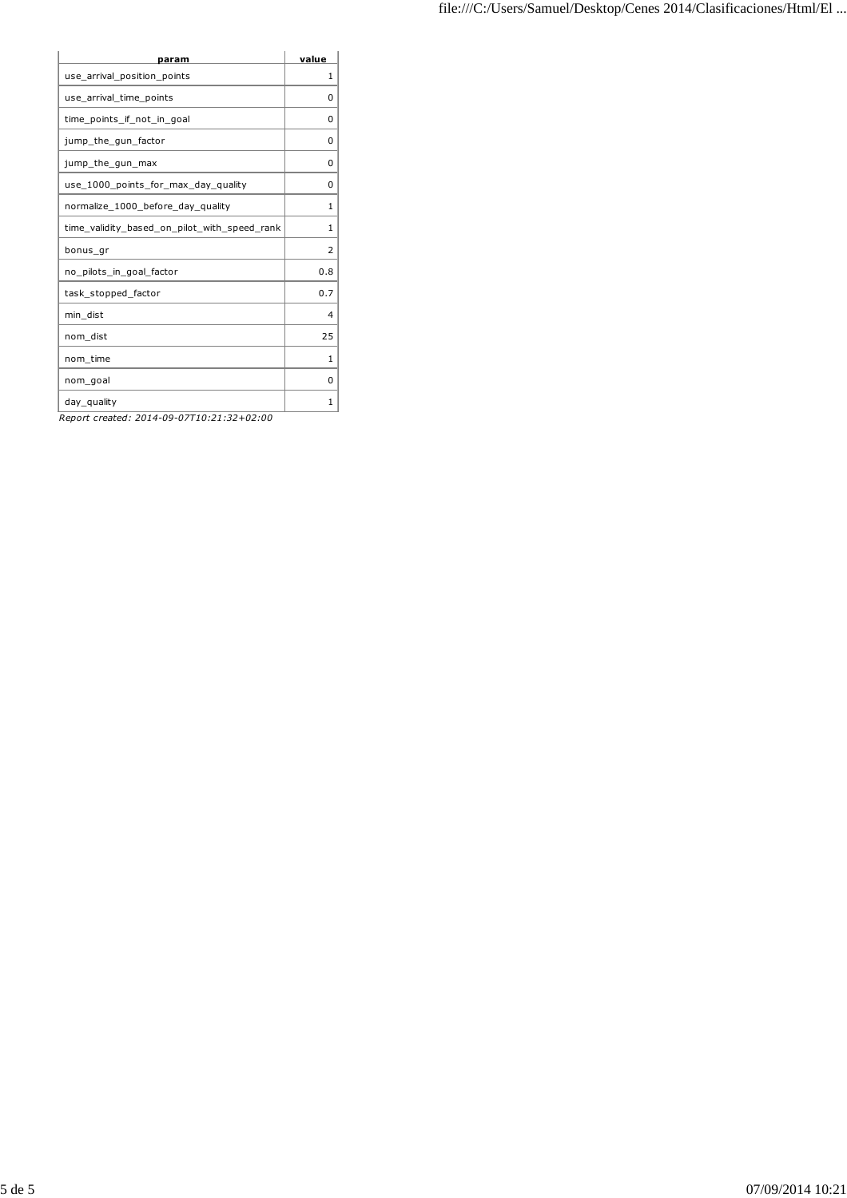| param | value |
| --- | --- |
| use_arrival_position_points | 1 |
| use_arrival_time_points | 0 |
| time_points_if_not_in_goal | 0 |
| jump_the_gun_factor | 0 |
| jump_the_gun_max | 0 |
| use_1000_points_for_max_day_quality | 0 |
| normalize_1000_before_day_quality | 1 |
| time_validity_based_on_pilot_with_speed_rank | 1 |
| bonus_gr | 2 |
| no_pilots_in_goal_factor | 0.8 |
| task_stopped_factor | 0.7 |
| min_dist | 4 |
| nom_dist | 25 |
| nom_time | 1 |
| nom_goal | 0 |
| day_quality | 1 |

*Report created: 2014-09-07T10:21:32+02:00*